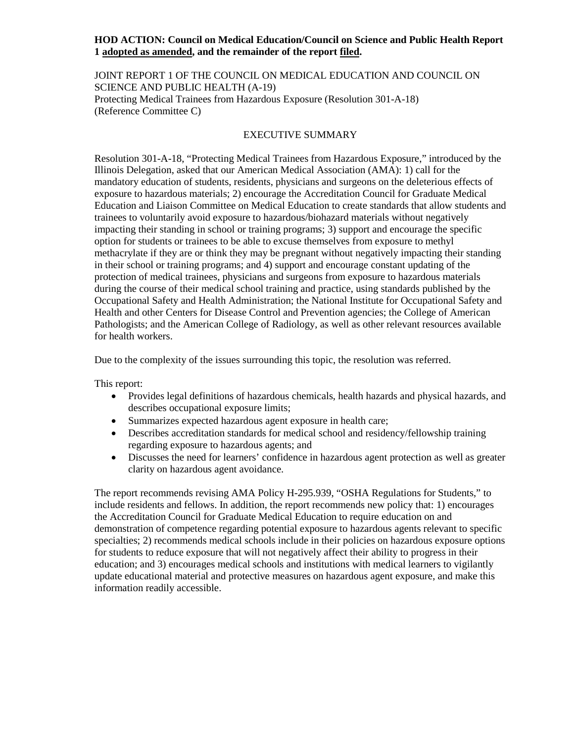**HOD ACTION: Council on Medical Education/Council on Science and Public Health Report 1 adopted as amended, and the remainder of the report filed.**

JOINT REPORT 1 OF THE COUNCIL ON MEDICAL EDUCATION AND COUNCIL ON SCIENCE AND PUBLIC HEALTH (A-19)
Protecting Medical Trainees from Hazardous Exposure (Resolution 301-A-18)
(Reference Committee C)

## EXECUTIVE SUMMARY

Resolution 301-A-18, "Protecting Medical Trainees from Hazardous Exposure," introduced by the Illinois Delegation, asked that our American Medical Association (AMA): 1) call for the mandatory education of students, residents, physicians and surgeons on the deleterious effects of exposure to hazardous materials; 2) encourage the Accreditation Council for Graduate Medical Education and Liaison Committee on Medical Education to create standards that allow students and trainees to voluntarily avoid exposure to hazardous/biohazard materials without negatively impacting their standing in school or training programs; 3) support and encourage the specific option for students or trainees to be able to excuse themselves from exposure to methyl methacrylate if they are or think they may be pregnant without negatively impacting their standing in their school or training programs; and 4) support and encourage constant updating of the protection of medical trainees, physicians and surgeons from exposure to hazardous materials during the course of their medical school training and practice, using standards published by the Occupational Safety and Health Administration; the National Institute for Occupational Safety and Health and other Centers for Disease Control and Prevention agencies; the College of American Pathologists; and the American College of Radiology, as well as other relevant resources available for health workers.

Due to the complexity of the issues surrounding this topic, the resolution was referred.

This report:

- Provides legal definitions of hazardous chemicals, health hazards and physical hazards, and describes occupational exposure limits;
- Summarizes expected hazardous agent exposure in health care;
- Describes accreditation standards for medical school and residency/fellowship training regarding exposure to hazardous agents; and
- Discusses the need for learners' confidence in hazardous agent protection as well as greater clarity on hazardous agent avoidance.

The report recommends revising AMA Policy H-295.939, "OSHA Regulations for Students," to include residents and fellows. In addition, the report recommends new policy that: 1) encourages the Accreditation Council for Graduate Medical Education to require education on and demonstration of competence regarding potential exposure to hazardous agents relevant to specific specialties; 2) recommends medical schools include in their policies on hazardous exposure options for students to reduce exposure that will not negatively affect their ability to progress in their education; and 3) encourages medical schools and institutions with medical learners to vigilantly update educational material and protective measures on hazardous agent exposure, and make this information readily accessible.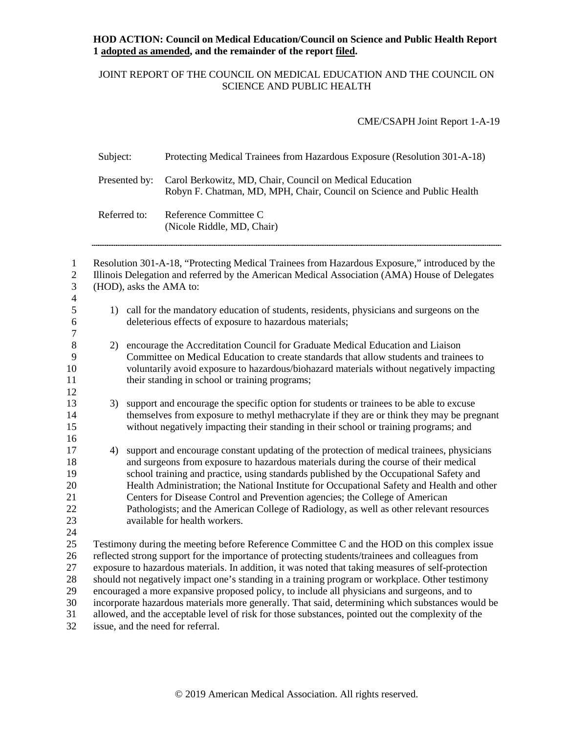**HOD ACTION: Council on Medical Education/Council on Science and Public Health Report 1 adopted as amended, and the remainder of the report filed.**

JOINT REPORT OF THE COUNCIL ON MEDICAL EDUCATION AND THE COUNCIL ON SCIENCE AND PUBLIC HEALTH

CME/CSAPH Joint Report 1-A-19

Subject: Protecting Medical Trainees from Hazardous Exposure (Resolution 301-A-18)

Presented by: Carol Berkowitz, MD, Chair, Council on Medical Education
Robyn F. Chatman, MD, MPH, Chair, Council on Science and Public Health

Referred to: Reference Committee C
(Nicole Riddle, MD, Chair)

---

Resolution 301-A-18, "Protecting Medical Trainees from Hazardous Exposure," introduced by the Illinois Delegation and referred by the American Medical Association (AMA) House of Delegates (HOD), asks the AMA to:

1) call for the mandatory education of students, residents, physicians and surgeons on the deleterious effects of exposure to hazardous materials;

2) encourage the Accreditation Council for Graduate Medical Education and Liaison Committee on Medical Education to create standards that allow students and trainees to voluntarily avoid exposure to hazardous/biohazard materials without negatively impacting their standing in school or training programs;

3) support and encourage the specific option for students or trainees to be able to excuse themselves from exposure to methyl methacrylate if they are or think they may be pregnant without negatively impacting their standing in their school or training programs; and

4) support and encourage constant updating of the protection of medical trainees, physicians and surgeons from exposure to hazardous materials during the course of their medical school training and practice, using standards published by the Occupational Safety and Health Administration; the National Institute for Occupational Safety and Health and other Centers for Disease Control and Prevention agencies; the College of American Pathologists; and the American College of Radiology, as well as other relevant resources available for health workers.

Testimony during the meeting before Reference Committee C and the HOD on this complex issue reflected strong support for the importance of protecting students/trainees and colleagues from exposure to hazardous materials. In addition, it was noted that taking measures of self-protection should not negatively impact one's standing in a training program or workplace. Other testimony encouraged a more expansive proposed policy, to include all physicians and surgeons, and to incorporate hazardous materials more generally. That said, determining which substances would be allowed, and the acceptable level of risk for those substances, pointed out the complexity of the issue, and the need for referral.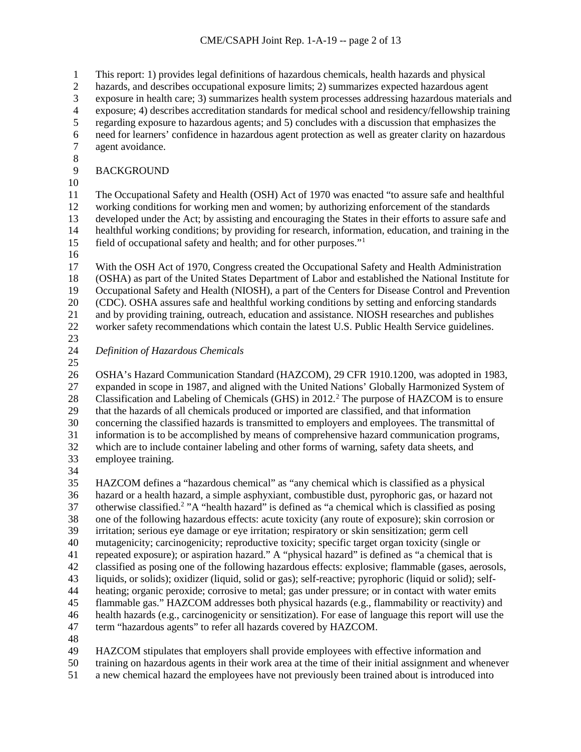This report: 1) provides legal definitions of hazardous chemicals, health hazards and physical hazards, and describes occupational exposure limits; 2) summarizes expected hazardous agent exposure in health care; 3) summarizes health system processes addressing hazardous materials and exposure; 4) describes accreditation standards for medical school and residency/fellowship training regarding exposure to hazardous agents; and 5) concludes with a discussion that emphasizes the need for learners' confidence in hazardous agent protection as well as greater clarity on hazardous agent avoidance.

## BACKGROUND

The Occupational Safety and Health (OSH) Act of 1970 was enacted "to assure safe and healthful working conditions for working men and women; by authorizing enforcement of the standards developed under the Act; by assisting and encouraging the States in their efforts to assure safe and healthful working conditions; by providing for research, information, education, and training in the field of occupational safety and health; and for other purposes."[1]

With the OSH Act of 1970, Congress created the Occupational Safety and Health Administration (OSHA) as part of the United States Department of Labor and established the National Institute for Occupational Safety and Health (NIOSH), a part of the Centers for Disease Control and Prevention (CDC). OSHA assures safe and healthful working conditions by setting and enforcing standards and by providing training, outreach, education and assistance. NIOSH researches and publishes worker safety recommendations which contain the latest U.S. Public Health Service guidelines.

### *Definition of Hazardous Chemicals*

OSHA's Hazard Communication Standard (HAZCOM), 29 CFR 1910.1200, was adopted in 1983, expanded in scope in 1987, and aligned with the United Nations' Globally Harmonized System of Classification and Labeling of Chemicals (GHS) in 2012.[2] The purpose of HAZCOM is to ensure that the hazards of all chemicals produced or imported are classified, and that information concerning the classified hazards is transmitted to employers and employees. The transmittal of information is to be accomplished by means of comprehensive hazard communication programs, which are to include container labeling and other forms of warning, safety data sheets, and employee training.

HAZCOM defines a "hazardous chemical" as "any chemical which is classified as a physical hazard or a health hazard, a simple asphyxiant, combustible dust, pyrophoric gas, or hazard not otherwise classified.[2] "A "health hazard" is defined as "a chemical which is classified as posing one of the following hazardous effects: acute toxicity (any route of exposure); skin corrosion or irritation; serious eye damage or eye irritation; respiratory or skin sensitization; germ cell mutagenicity; carcinogenicity; reproductive toxicity; specific target organ toxicity (single or repeated exposure); or aspiration hazard." A "physical hazard" is defined as "a chemical that is classified as posing one of the following hazardous effects: explosive; flammable (gases, aerosols, liquids, or solids); oxidizer (liquid, solid or gas); self-reactive; pyrophoric (liquid or solid); self-heating; organic peroxide; corrosive to metal; gas under pressure; or in contact with water emits flammable gas." HAZCOM addresses both physical hazards (e.g., flammability or reactivity) and health hazards (e.g., carcinogenicity or sensitization). For ease of language this report will use the term "hazardous agents" to refer all hazards covered by HAZCOM.

HAZCOM stipulates that employers shall provide employees with effective information and training on hazardous agents in their work area at the time of their initial assignment and whenever a new chemical hazard the employees have not previously been trained about is introduced into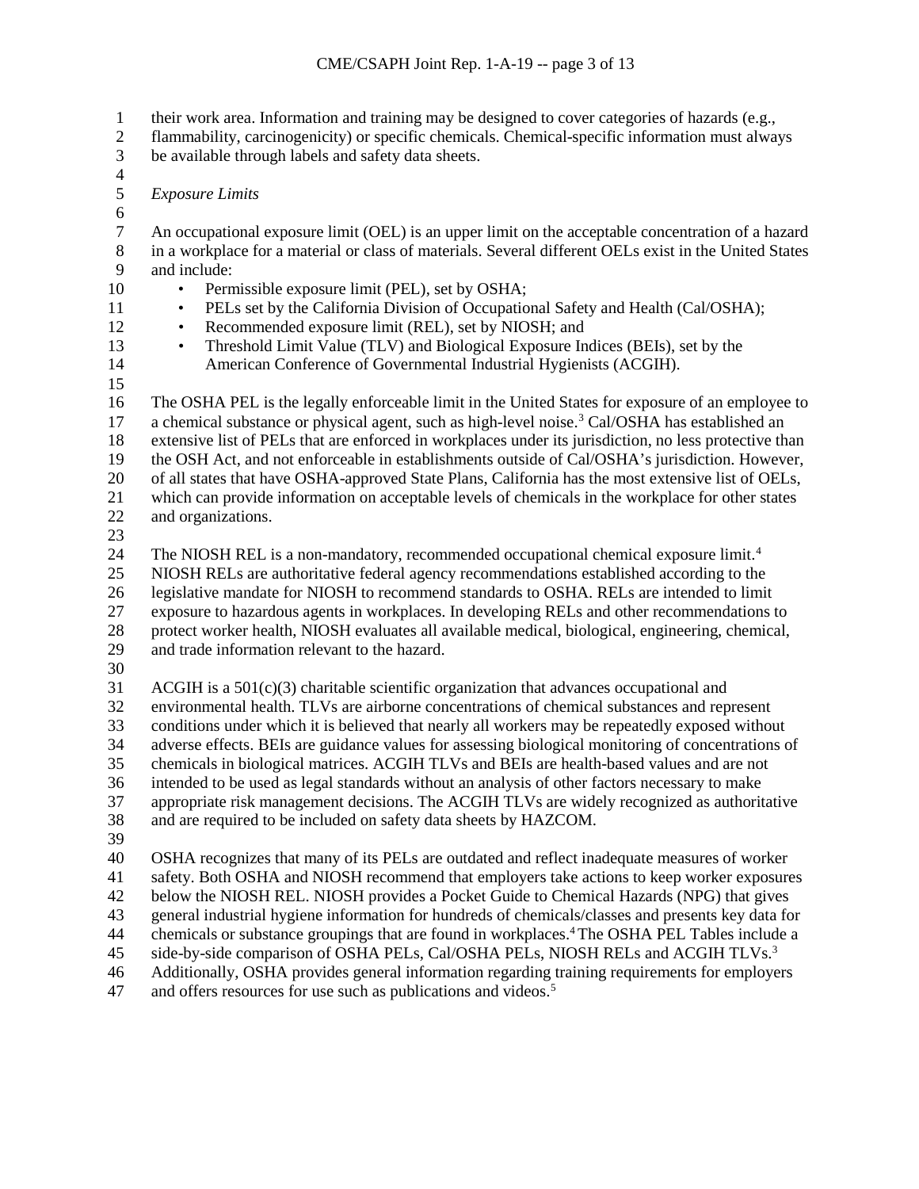their work area. Information and training may be designed to cover categories of hazards (e.g., flammability, carcinogenicity) or specific chemicals. Chemical-specific information must always be available through labels and safety data sheets.

*Exposure Limits*

An occupational exposure limit (OEL) is an upper limit on the acceptable concentration of a hazard in a workplace for a material or class of materials. Several different OELs exist in the United States and include:

- Permissible exposure limit (PEL), set by OSHA;
- PELs set by the California Division of Occupational Safety and Health (Cal/OSHA);
- Recommended exposure limit (REL), set by NIOSH; and
- Threshold Limit Value (TLV) and Biological Exposure Indices (BEIs), set by the American Conference of Governmental Industrial Hygienists (ACGIH).

The OSHA PEL is the legally enforceable limit in the United States for exposure of an employee to a chemical substance or physical agent, such as high-level noise.[3] Cal/OSHA has established an extensive list of PELs that are enforced in workplaces under its jurisdiction, no less protective than the OSH Act, and not enforceable in establishments outside of Cal/OSHA's jurisdiction. However, of all states that have OSHA-approved State Plans, California has the most extensive list of OELs, which can provide information on acceptable levels of chemicals in the workplace for other states and organizations.

The NIOSH REL is a non-mandatory, recommended occupational chemical exposure limit.[4] NIOSH RELs are authoritative federal agency recommendations established according to the legislative mandate for NIOSH to recommend standards to OSHA. RELs are intended to limit exposure to hazardous agents in workplaces. In developing RELs and other recommendations to protect worker health, NIOSH evaluates all available medical, biological, engineering, chemical, and trade information relevant to the hazard.

ACGIH is a 501(c)(3) charitable scientific organization that advances occupational and environmental health. TLVs are airborne concentrations of chemical substances and represent conditions under which it is believed that nearly all workers may be repeatedly exposed without adverse effects. BEIs are guidance values for assessing biological monitoring of concentrations of chemicals in biological matrices. ACGIH TLVs and BEIs are health-based values and are not intended to be used as legal standards without an analysis of other factors necessary to make appropriate risk management decisions. The ACGIH TLVs are widely recognized as authoritative and are required to be included on safety data sheets by HAZCOM.

OSHA recognizes that many of its PELs are outdated and reflect inadequate measures of worker safety. Both OSHA and NIOSH recommend that employers take actions to keep worker exposures below the NIOSH REL. NIOSH provides a Pocket Guide to Chemical Hazards (NPG) that gives general industrial hygiene information for hundreds of chemicals/classes and presents key data for chemicals or substance groupings that are found in workplaces.[4] The OSHA PEL Tables include a side-by-side comparison of OSHA PELs, Cal/OSHA PELs, NIOSH RELs and ACGIH TLVs.[3] Additionally, OSHA provides general information regarding training requirements for employers and offers resources for use such as publications and videos.[5]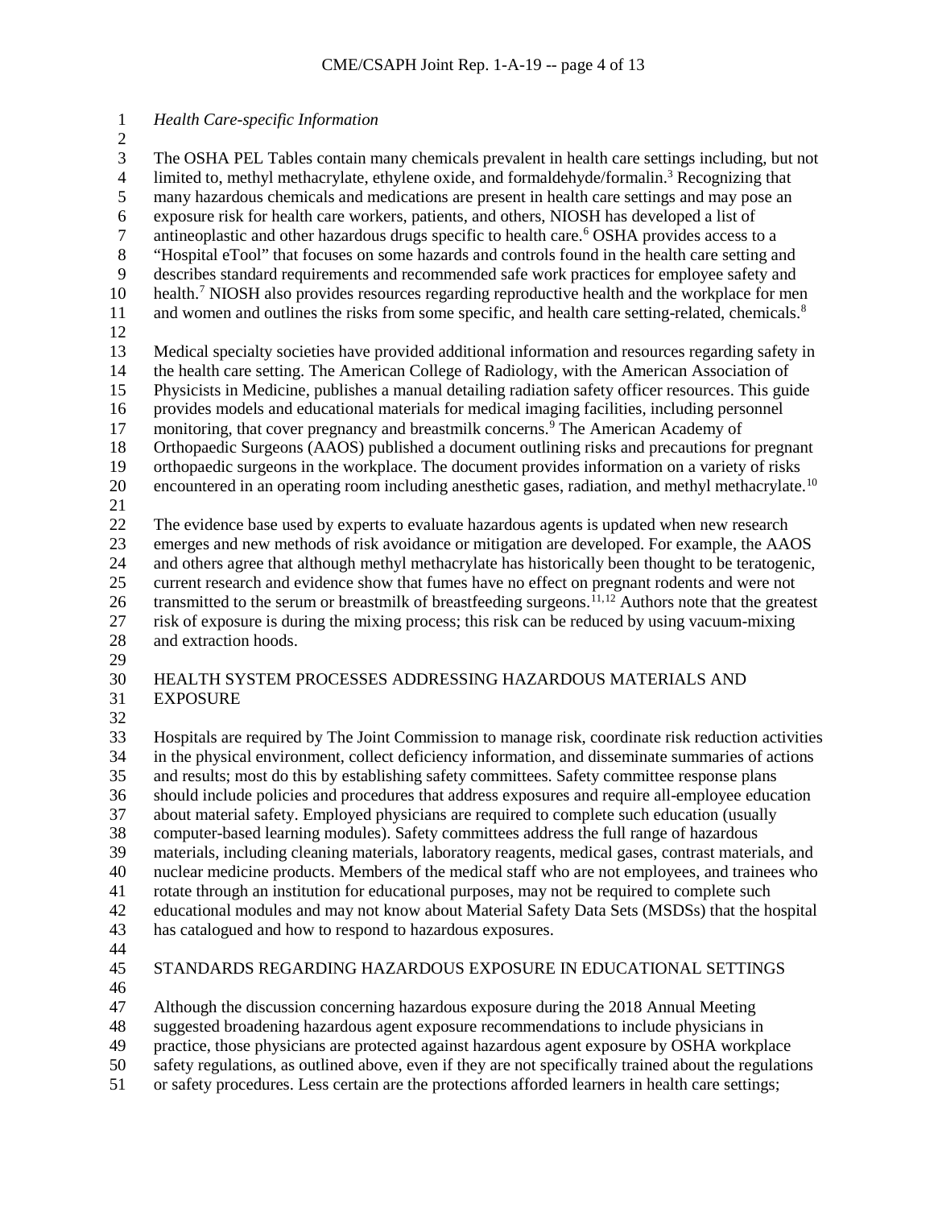*Health Care-specific Information*

The OSHA PEL Tables contain many chemicals prevalent in health care settings including, but not limited to, methyl methacrylate, ethylene oxide, and formaldehyde/formalin.[3] Recognizing that many hazardous chemicals and medications are present in health care settings and may pose an exposure risk for health care workers, patients, and others, NIOSH has developed a list of antineoplastic and other hazardous drugs specific to health care.[6] OSHA provides access to a "Hospital eTool" that focuses on some hazards and controls found in the health care setting and describes standard requirements and recommended safe work practices for employee safety and health.[7] NIOSH also provides resources regarding reproductive health and the workplace for men and women and outlines the risks from some specific, and health care setting-related, chemicals.[8]

Medical specialty societies have provided additional information and resources regarding safety in the health care setting. The American College of Radiology, with the American Association of Physicists in Medicine, publishes a manual detailing radiation safety officer resources. This guide provides models and educational materials for medical imaging facilities, including personnel monitoring, that cover pregnancy and breastmilk concerns.[9] The American Academy of Orthopaedic Surgeons (AAOS) published a document outlining risks and precautions for pregnant orthopaedic surgeons in the workplace. The document provides information on a variety of risks encountered in an operating room including anesthetic gases, radiation, and methyl methacrylate.[10]

The evidence base used by experts to evaluate hazardous agents is updated when new research emerges and new methods of risk avoidance or mitigation are developed. For example, the AAOS and others agree that although methyl methacrylate has historically been thought to be teratogenic, current research and evidence show that fumes have no effect on pregnant rodents and were not transmitted to the serum or breastmilk of breastfeeding surgeons.[11,12] Authors note that the greatest risk of exposure is during the mixing process; this risk can be reduced by using vacuum-mixing and extraction hoods.

## HEALTH SYSTEM PROCESSES ADDRESSING HAZARDOUS MATERIALS AND EXPOSURE

Hospitals are required by The Joint Commission to manage risk, coordinate risk reduction activities in the physical environment, collect deficiency information, and disseminate summaries of actions and results; most do this by establishing safety committees. Safety committee response plans should include policies and procedures that address exposures and require all-employee education about material safety. Employed physicians are required to complete such education (usually computer-based learning modules). Safety committees address the full range of hazardous materials, including cleaning materials, laboratory reagents, medical gases, contrast materials, and nuclear medicine products. Members of the medical staff who are not employees, and trainees who rotate through an institution for educational purposes, may not be required to complete such educational modules and may not know about Material Safety Data Sets (MSDSs) that the hospital has catalogued and how to respond to hazardous exposures.

## STANDARDS REGARDING HAZARDOUS EXPOSURE IN EDUCATIONAL SETTINGS

Although the discussion concerning hazardous exposure during the 2018 Annual Meeting suggested broadening hazardous agent exposure recommendations to include physicians in practice, those physicians are protected against hazardous agent exposure by OSHA workplace safety regulations, as outlined above, even if they are not specifically trained about the regulations or safety procedures. Less certain are the protections afforded learners in health care settings;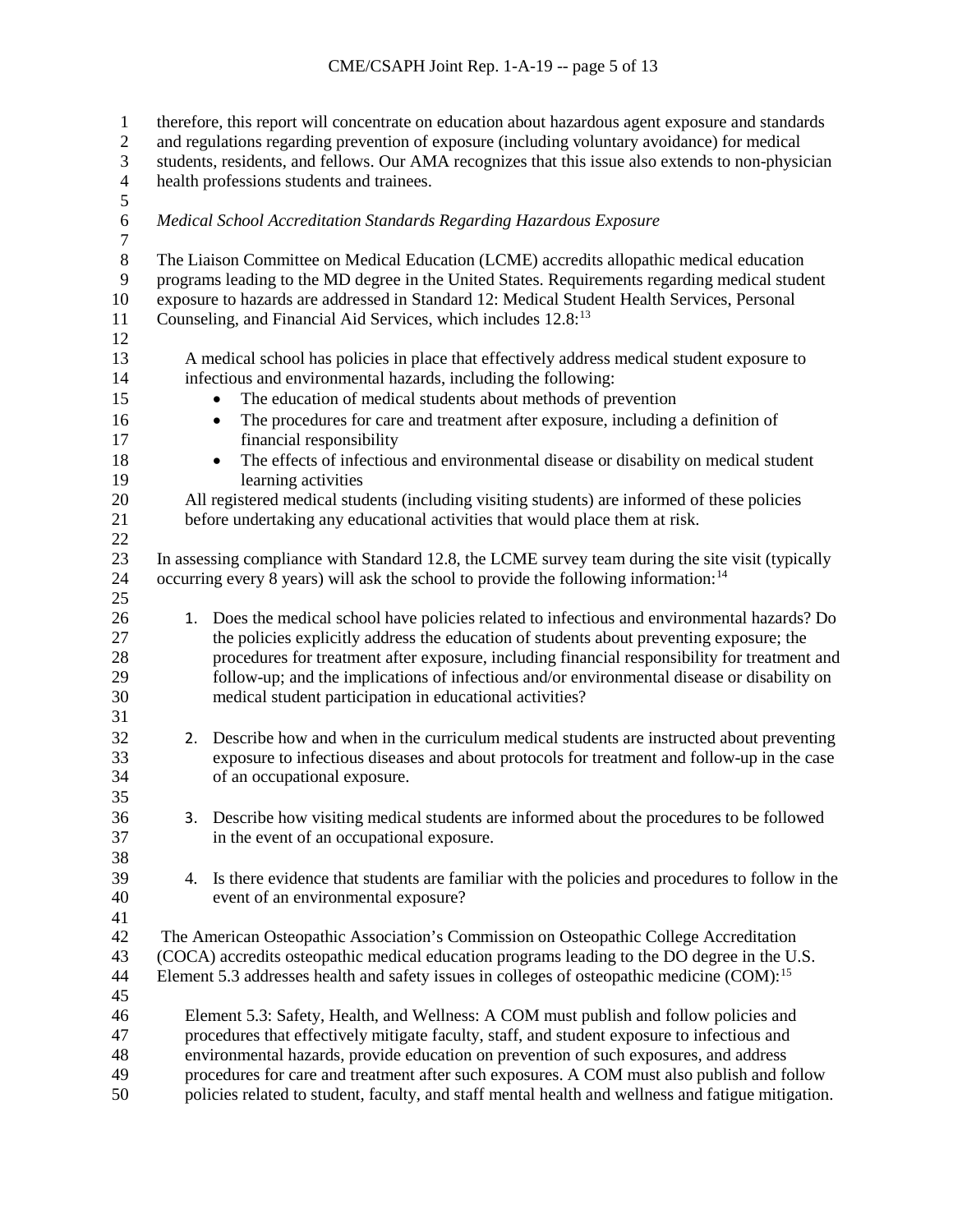therefore, this report will concentrate on education about hazardous agent exposure and standards and regulations regarding prevention of exposure (including voluntary avoidance) for medical students, residents, and fellows. Our AMA recognizes that this issue also extends to non-physician health professions students and trainees.

*Medical School Accreditation Standards Regarding Hazardous Exposure*

The Liaison Committee on Medical Education (LCME) accredits allopathic medical education programs leading to the MD degree in the United States. Requirements regarding medical student exposure to hazards are addressed in Standard 12: Medical Student Health Services, Personal Counseling, and Financial Aid Services, which includes 12.8:[13]

> A medical school has policies in place that effectively address medical student exposure to infectious and environmental hazards, including the following:
>
> - The education of medical students about methods of prevention
> - The procedures for care and treatment after exposure, including a definition of financial responsibility
> - The effects of infectious and environmental disease or disability on medical student learning activities
>
> All registered medical students (including visiting students) are informed of these policies before undertaking any educational activities that would place them at risk.

In assessing compliance with Standard 12.8, the LCME survey team during the site visit (typically occurring every 8 years) will ask the school to provide the following information:[14]

1. Does the medical school have policies related to infectious and environmental hazards? Do the policies explicitly address the education of students about preventing exposure; the procedures for treatment after exposure, including financial responsibility for treatment and follow-up; and the implications of infectious and/or environmental disease or disability on medical student participation in educational activities?

2. Describe how and when in the curriculum medical students are instructed about preventing exposure to infectious diseases and about protocols for treatment and follow-up in the case of an occupational exposure.

3. Describe how visiting medical students are informed about the procedures to be followed in the event of an occupational exposure.

4. Is there evidence that students are familiar with the policies and procedures to follow in the event of an environmental exposure?

The American Osteopathic Association's Commission on Osteopathic College Accreditation (COCA) accredits osteopathic medical education programs leading to the DO degree in the U.S. Element 5.3 addresses health and safety issues in colleges of osteopathic medicine (COM):[15]

> Element 5.3: Safety, Health, and Wellness: A COM must publish and follow policies and procedures that effectively mitigate faculty, staff, and student exposure to infectious and environmental hazards, provide education on prevention of such exposures, and address procedures for care and treatment after such exposures. A COM must also publish and follow policies related to student, faculty, and staff mental health and wellness and fatigue mitigation.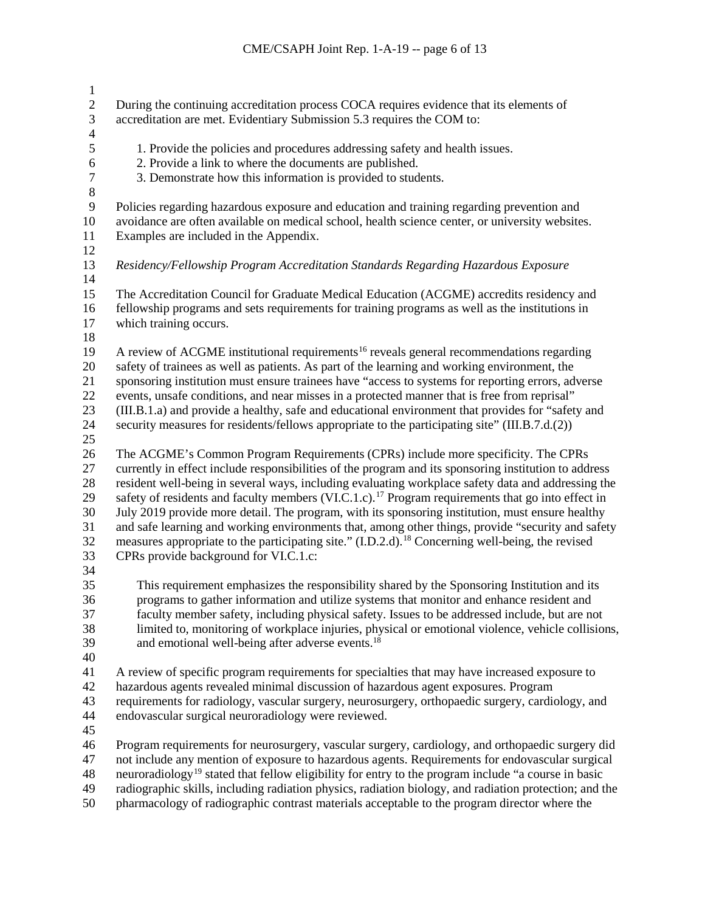During the continuing accreditation process COCA requires evidence that its elements of accreditation are met. Evidentiary Submission 5.3 requires the COM to:

1. Provide the policies and procedures addressing safety and health issues.
2. Provide a link to where the documents are published.
3. Demonstrate how this information is provided to students.

Policies regarding hazardous exposure and education and training regarding prevention and avoidance are often available on medical school, health science center, or university websites. Examples are included in the Appendix.

*Residency/Fellowship Program Accreditation Standards Regarding Hazardous Exposure*

The Accreditation Council for Graduate Medical Education (ACGME) accredits residency and fellowship programs and sets requirements for training programs as well as the institutions in which training occurs.

A review of ACGME institutional requirements[16] reveals general recommendations regarding safety of trainees as well as patients. As part of the learning and working environment, the sponsoring institution must ensure trainees have "access to systems for reporting errors, adverse events, unsafe conditions, and near misses in a protected manner that is free from reprisal" (III.B.1.a) and provide a healthy, safe and educational environment that provides for "safety and security measures for residents/fellows appropriate to the participating site" (III.B.7.d.(2))

The ACGME's Common Program Requirements (CPRs) include more specificity. The CPRs currently in effect include responsibilities of the program and its sponsoring institution to address resident well-being in several ways, including evaluating workplace safety data and addressing the safety of residents and faculty members (VI.C.1.c).[17] Program requirements that go into effect in July 2019 provide more detail. The program, with its sponsoring institution, must ensure healthy and safe learning and working environments that, among other things, provide "security and safety measures appropriate to the participating site." (I.D.2.d).[18] Concerning well-being, the revised CPRs provide background for VI.C.1.c:

> This requirement emphasizes the responsibility shared by the Sponsoring Institution and its programs to gather information and utilize systems that monitor and enhance resident and faculty member safety, including physical safety. Issues to be addressed include, but are not limited to, monitoring of workplace injuries, physical or emotional violence, vehicle collisions, and emotional well-being after adverse events.[18]

A review of specific program requirements for specialties that may have increased exposure to hazardous agents revealed minimal discussion of hazardous agent exposures. Program requirements for radiology, vascular surgery, neurosurgery, orthopaedic surgery, cardiology, and endovascular surgical neuroradiology were reviewed.

Program requirements for neurosurgery, vascular surgery, cardiology, and orthopaedic surgery did not include any mention of exposure to hazardous agents. Requirements for endovascular surgical neuroradiology[19] stated that fellow eligibility for entry to the program include "a course in basic radiographic skills, including radiation physics, radiation biology, and radiation protection; and the pharmacology of radiographic contrast materials acceptable to the program director where the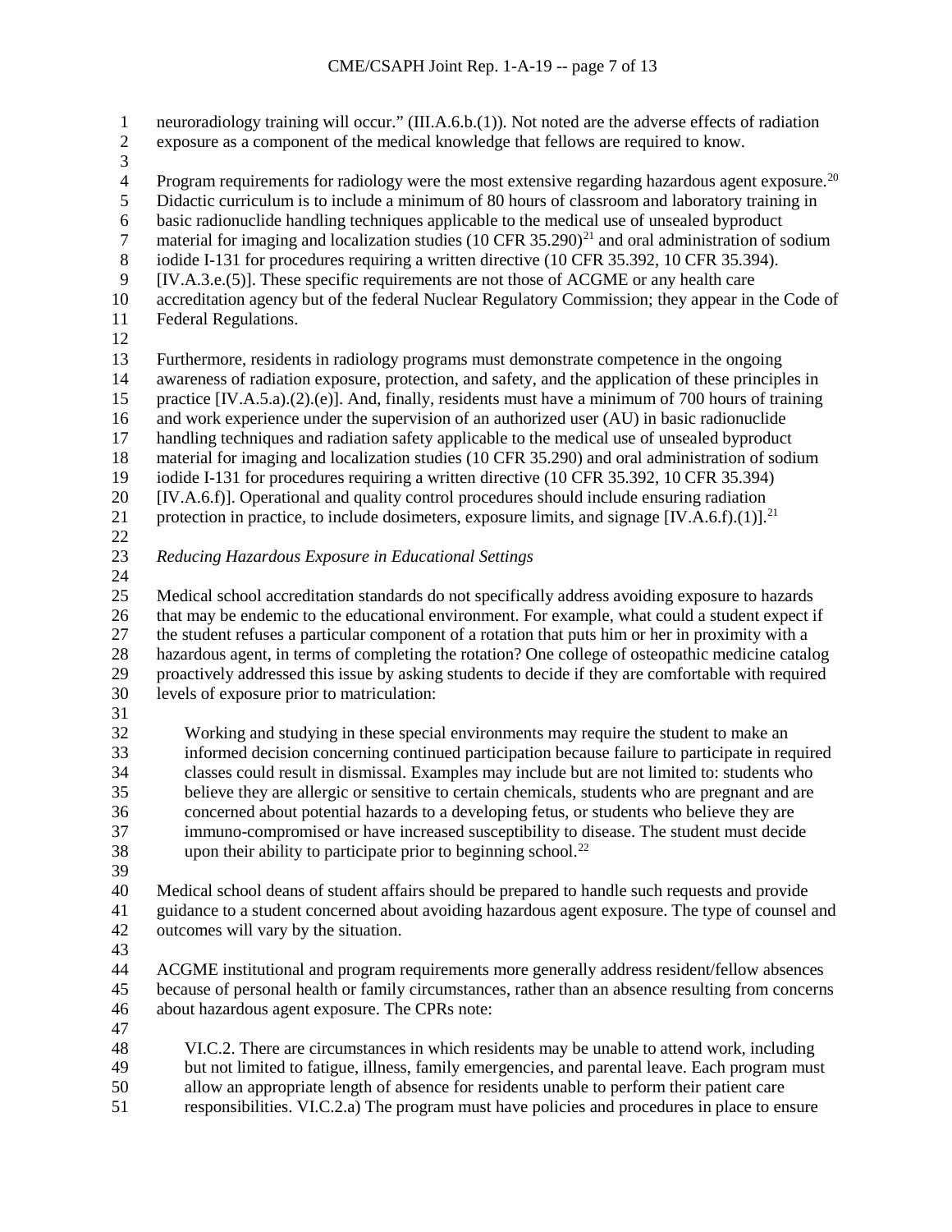neuroradiology training will occur." (III.A.6.b.(1)). Not noted are the adverse effects of radiation exposure as a component of the medical knowledge that fellows are required to know.

Program requirements for radiology were the most extensive regarding hazardous agent exposure.[20] Didactic curriculum is to include a minimum of 80 hours of classroom and laboratory training in basic radionuclide handling techniques applicable to the medical use of unsealed byproduct material for imaging and localization studies (10 CFR 35.290)[21] and oral administration of sodium iodide I-131 for procedures requiring a written directive (10 CFR 35.392, 10 CFR 35.394). [IV.A.3.e.(5)]. These specific requirements are not those of ACGME or any health care accreditation agency but of the federal Nuclear Regulatory Commission; they appear in the Code of Federal Regulations.

Furthermore, residents in radiology programs must demonstrate competence in the ongoing awareness of radiation exposure, protection, and safety, and the application of these principles in practice [IV.A.5.a).(2).(e)]. And, finally, residents must have a minimum of 700 hours of training and work experience under the supervision of an authorized user (AU) in basic radionuclide handling techniques and radiation safety applicable to the medical use of unsealed byproduct material for imaging and localization studies (10 CFR 35.290) and oral administration of sodium iodide I-131 for procedures requiring a written directive (10 CFR 35.392, 10 CFR 35.394) [IV.A.6.f)]. Operational and quality control procedures should include ensuring radiation protection in practice, to include dosimeters, exposure limits, and signage [IV.A.6.f).(1)].[21]

*Reducing Hazardous Exposure in Educational Settings*

Medical school accreditation standards do not specifically address avoiding exposure to hazards that may be endemic to the educational environment. For example, what could a student expect if the student refuses a particular component of a rotation that puts him or her in proximity with a hazardous agent, in terms of completing the rotation? One college of osteopathic medicine catalog proactively addressed this issue by asking students to decide if they are comfortable with required levels of exposure prior to matriculation:

> Working and studying in these special environments may require the student to make an informed decision concerning continued participation because failure to participate in required classes could result in dismissal. Examples may include but are not limited to: students who believe they are allergic or sensitive to certain chemicals, students who are pregnant and are concerned about potential hazards to a developing fetus, or students who believe they are immuno-compromised or have increased susceptibility to disease. The student must decide upon their ability to participate prior to beginning school.[22]

Medical school deans of student affairs should be prepared to handle such requests and provide guidance to a student concerned about avoiding hazardous agent exposure. The type of counsel and outcomes will vary by the situation.

ACGME institutional and program requirements more generally address resident/fellow absences because of personal health or family circumstances, rather than an absence resulting from concerns about hazardous agent exposure. The CPRs note:

> VI.C.2. There are circumstances in which residents may be unable to attend work, including but not limited to fatigue, illness, family emergencies, and parental leave. Each program must allow an appropriate length of absence for residents unable to perform their patient care responsibilities. VI.C.2.a) The program must have policies and procedures in place to ensure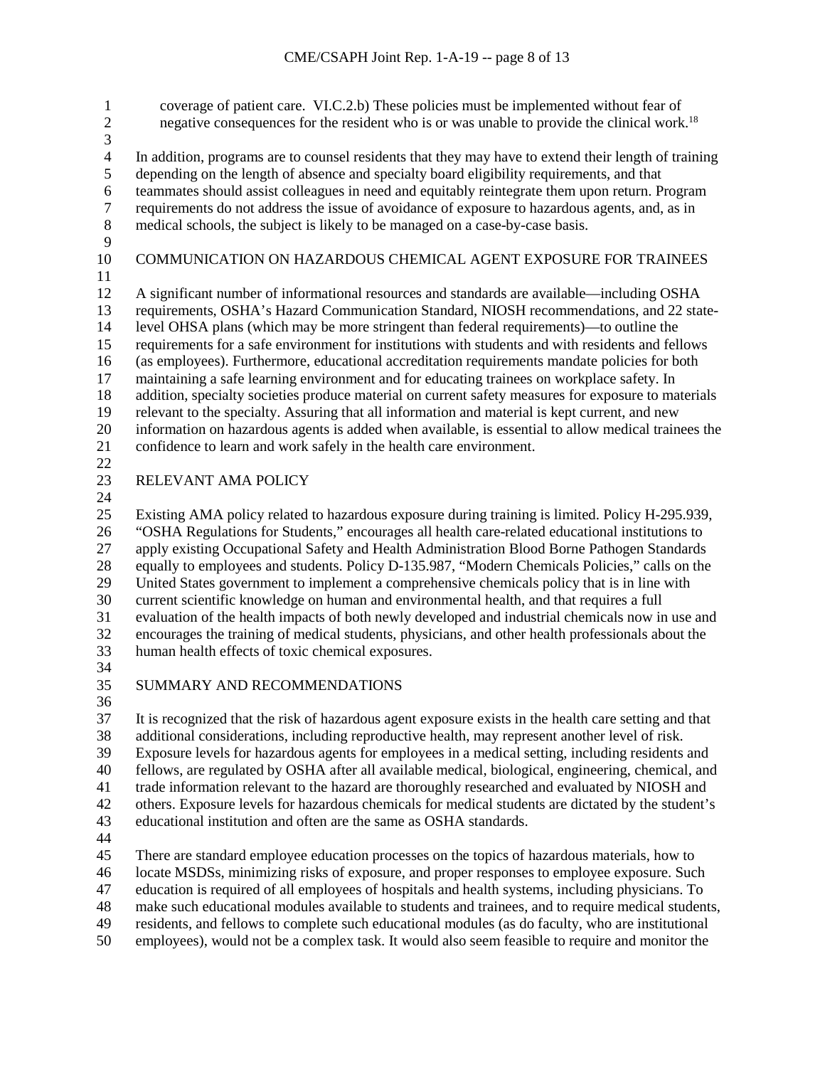coverage of patient care. VI.C.2.b) These policies must be implemented without fear of negative consequences for the resident who is or was unable to provide the clinical work.[18]

In addition, programs are to counsel residents that they may have to extend their length of training depending on the length of absence and specialty board eligibility requirements, and that teammates should assist colleagues in need and equitably reintegrate them upon return. Program requirements do not address the issue of avoidance of exposure to hazardous agents, and, as in medical schools, the subject is likely to be managed on a case-by-case basis.

## COMMUNICATION ON HAZARDOUS CHEMICAL AGENT EXPOSURE FOR TRAINEES

A significant number of informational resources and standards are available—including OSHA requirements, OSHA's Hazard Communication Standard, NIOSH recommendations, and 22 state-level OHSA plans (which may be more stringent than federal requirements)—to outline the requirements for a safe environment for institutions with students and with residents and fellows (as employees). Furthermore, educational accreditation requirements mandate policies for both maintaining a safe learning environment and for educating trainees on workplace safety. In addition, specialty societies produce material on current safety measures for exposure to materials relevant to the specialty. Assuring that all information and material is kept current, and new information on hazardous agents is added when available, is essential to allow medical trainees the confidence to learn and work safely in the health care environment.

## RELEVANT AMA POLICY

Existing AMA policy related to hazardous exposure during training is limited. Policy H-295.939, "OSHA Regulations for Students," encourages all health care-related educational institutions to apply existing Occupational Safety and Health Administration Blood Borne Pathogen Standards equally to employees and students. Policy D-135.987, "Modern Chemicals Policies," calls on the United States government to implement a comprehensive chemicals policy that is in line with current scientific knowledge on human and environmental health, and that requires a full evaluation of the health impacts of both newly developed and industrial chemicals now in use and encourages the training of medical students, physicians, and other health professionals about the human health effects of toxic chemical exposures.

## SUMMARY AND RECOMMENDATIONS

It is recognized that the risk of hazardous agent exposure exists in the health care setting and that additional considerations, including reproductive health, may represent another level of risk. Exposure levels for hazardous agents for employees in a medical setting, including residents and fellows, are regulated by OSHA after all available medical, biological, engineering, chemical, and trade information relevant to the hazard are thoroughly researched and evaluated by NIOSH and others. Exposure levels for hazardous chemicals for medical students are dictated by the student's educational institution and often are the same as OSHA standards.

There are standard employee education processes on the topics of hazardous materials, how to locate MSDSs, minimizing risks of exposure, and proper responses to employee exposure. Such education is required of all employees of hospitals and health systems, including physicians. To make such educational modules available to students and trainees, and to require medical students, residents, and fellows to complete such educational modules (as do faculty, who are institutional employees), would not be a complex task. It would also seem feasible to require and monitor the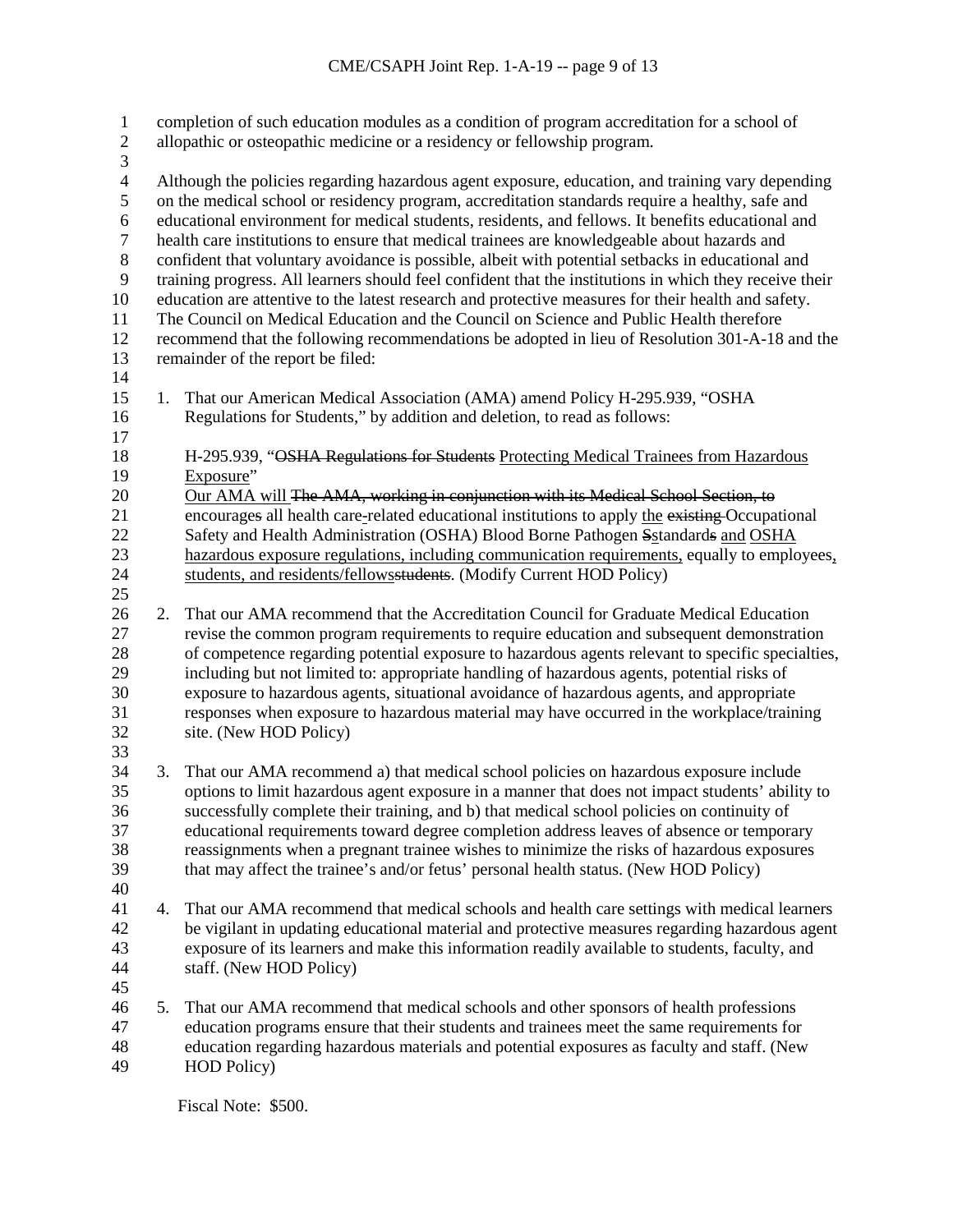completion of such education modules as a condition of program accreditation for a school of allopathic or osteopathic medicine or a residency or fellowship program.

Although the policies regarding hazardous agent exposure, education, and training vary depending on the medical school or residency program, accreditation standards require a healthy, safe and educational environment for medical students, residents, and fellows. It benefits educational and health care institutions to ensure that medical trainees are knowledgeable about hazards and confident that voluntary avoidance is possible, albeit with potential setbacks in educational and training progress. All learners should feel confident that the institutions in which they receive their education are attentive to the latest research and protective measures for their health and safety. The Council on Medical Education and the Council on Science and Public Health therefore recommend that the following recommendations be adopted in lieu of Resolution 301-A-18 and the remainder of the report be filed:

1. That our American Medical Association (AMA) amend Policy H-295.939, "OSHA Regulations for Students," by addition and deletion, to read as follows:

   H-295.939, "~~OSHA Regulations for Students~~ <u>Protecting Medical Trainees from Hazardous Exposure</u>"
   <u>Our AMA will</u> ~~The AMA, working in conjunction with its Medical School Section, to~~ encourage~~s~~ all health care-related educational institutions to apply <u>the</u> ~~existing~~ Occupational Safety and Health Administration (OSHA) Blood Borne Pathogen ~~S~~<u>s</u>tandard~~s~~ <u>and OSHA hazardous exposure regulations, including communication requirements,</u> equally to employees<u>,</u> <u>students, and residents/fellows</u>~~students~~. (Modify Current HOD Policy)

2. That our AMA recommend that the Accreditation Council for Graduate Medical Education revise the common program requirements to require education and subsequent demonstration of competence regarding potential exposure to hazardous agents relevant to specific specialties, including but not limited to: appropriate handling of hazardous agents, potential risks of exposure to hazardous agents, situational avoidance of hazardous agents, and appropriate responses when exposure to hazardous material may have occurred in the workplace/training site. (New HOD Policy)

3. That our AMA recommend a) that medical school policies on hazardous exposure include options to limit hazardous agent exposure in a manner that does not impact students' ability to successfully complete their training, and b) that medical school policies on continuity of educational requirements toward degree completion address leaves of absence or temporary reassignments when a pregnant trainee wishes to minimize the risks of hazardous exposures that may affect the trainee's and/or fetus' personal health status. (New HOD Policy)

4. That our AMA recommend that medical schools and health care settings with medical learners be vigilant in updating educational material and protective measures regarding hazardous agent exposure of its learners and make this information readily available to students, faculty, and staff. (New HOD Policy)

5. That our AMA recommend that medical schools and other sponsors of health professions education programs ensure that their students and trainees meet the same requirements for education regarding hazardous materials and potential exposures as faculty and staff. (New HOD Policy)

Fiscal Note: $500.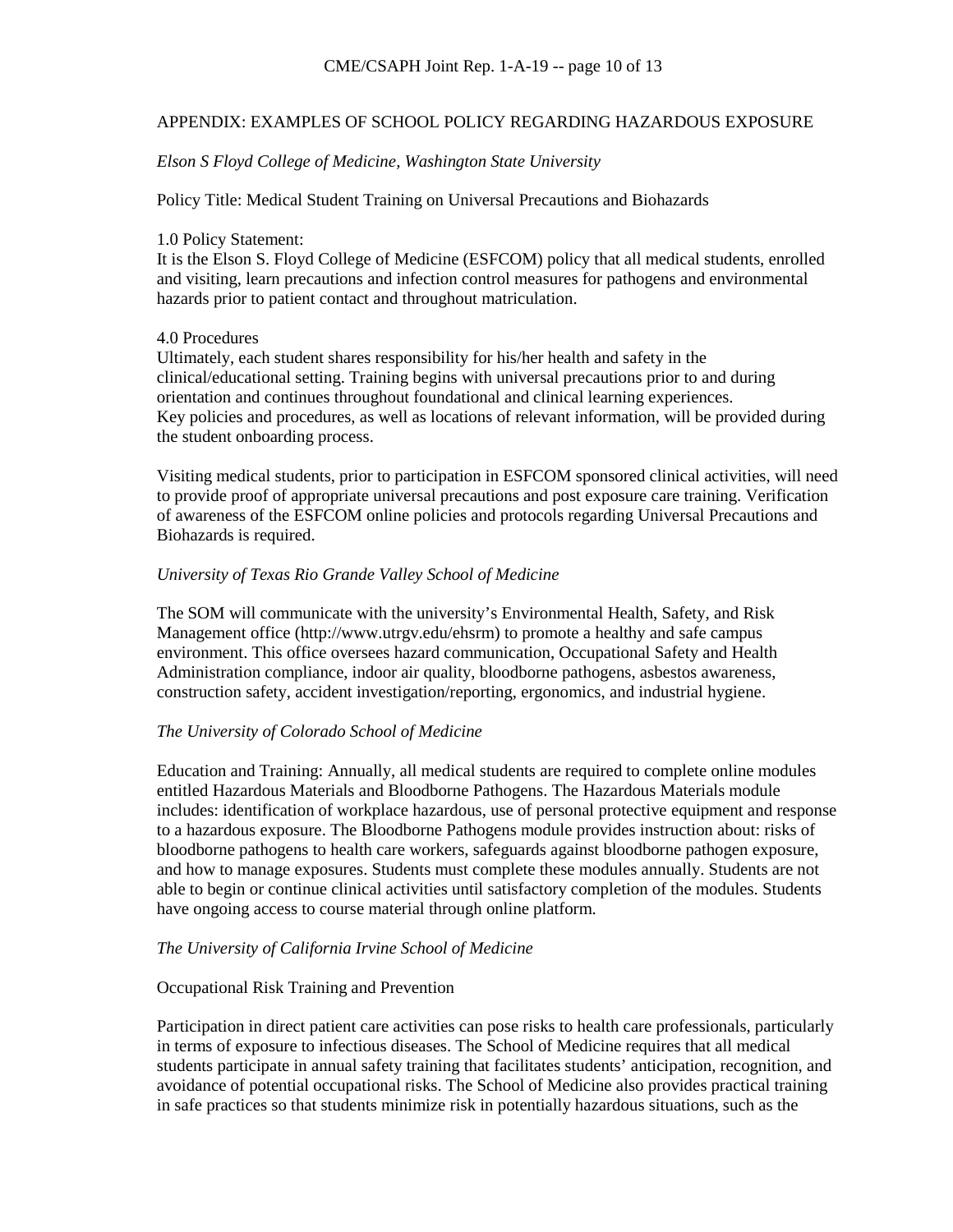## APPENDIX: EXAMPLES OF SCHOOL POLICY REGARDING HAZARDOUS EXPOSURE

*Elson S Floyd College of Medicine, Washington State University*

Policy Title: Medical Student Training on Universal Precautions and Biohazards

1.0 Policy Statement:
It is the Elson S. Floyd College of Medicine (ESFCOM) policy that all medical students, enrolled and visiting, learn precautions and infection control measures for pathogens and environmental hazards prior to patient contact and throughout matriculation.

4.0 Procedures
Ultimately, each student shares responsibility for his/her health and safety in the clinical/educational setting. Training begins with universal precautions prior to and during orientation and continues throughout foundational and clinical learning experiences.
Key policies and procedures, as well as locations of relevant information, will be provided during the student onboarding process.

Visiting medical students, prior to participation in ESFCOM sponsored clinical activities, will need to provide proof of appropriate universal precautions and post exposure care training. Verification of awareness of the ESFCOM online policies and protocols regarding Universal Precautions and Biohazards is required.

*University of Texas Rio Grande Valley School of Medicine*

The SOM will communicate with the university's Environmental Health, Safety, and Risk Management office (http://www.utrgv.edu/ehsrm) to promote a healthy and safe campus environment. This office oversees hazard communication, Occupational Safety and Health Administration compliance, indoor air quality, bloodborne pathogens, asbestos awareness, construction safety, accident investigation/reporting, ergonomics, and industrial hygiene.

*The University of Colorado School of Medicine*

Education and Training: Annually, all medical students are required to complete online modules entitled Hazardous Materials and Bloodborne Pathogens. The Hazardous Materials module includes: identification of workplace hazardous, use of personal protective equipment and response to a hazardous exposure. The Bloodborne Pathogens module provides instruction about: risks of bloodborne pathogens to health care workers, safeguards against bloodborne pathogen exposure, and how to manage exposures. Students must complete these modules annually. Students are not able to begin or continue clinical activities until satisfactory completion of the modules. Students have ongoing access to course material through online platform.

*The University of California Irvine School of Medicine*

Occupational Risk Training and Prevention

Participation in direct patient care activities can pose risks to health care professionals, particularly in terms of exposure to infectious diseases. The School of Medicine requires that all medical students participate in annual safety training that facilitates students' anticipation, recognition, and avoidance of potential occupational risks. The School of Medicine also provides practical training in safe practices so that students minimize risk in potentially hazardous situations, such as the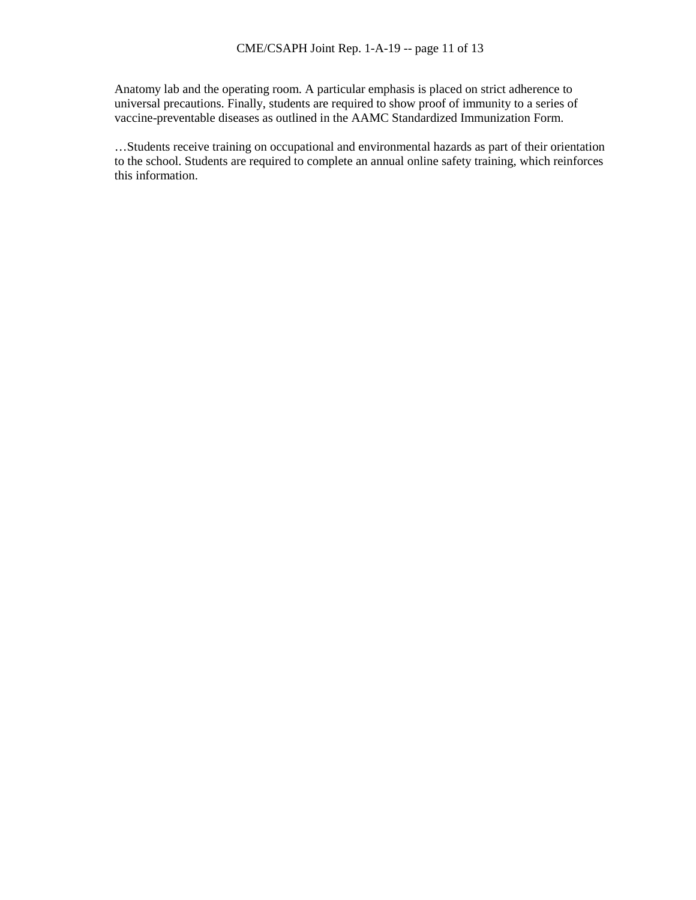Anatomy lab and the operating room. A particular emphasis is placed on strict adherence to universal precautions. Finally, students are required to show proof of immunity to a series of vaccine-preventable diseases as outlined in the AAMC Standardized Immunization Form.

…Students receive training on occupational and environmental hazards as part of their orientation to the school. Students are required to complete an annual online safety training, which reinforces this information.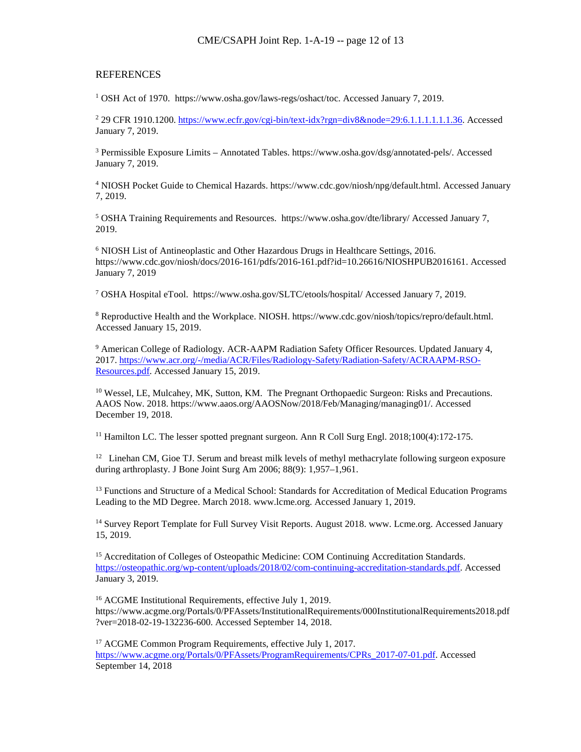REFERENCES

[1] OSH Act of 1970. https://www.osha.gov/laws-regs/oshact/toc. Accessed January 7, 2019.

[2] 29 CFR 1910.1200. https://www.ecfr.gov/cgi-bin/text-idx?rgn=div8&node=29:6.1.1.1.1.1.1.36. Accessed January 7, 2019.

[3] Permissible Exposure Limits – Annotated Tables. https://www.osha.gov/dsg/annotated-pels/. Accessed January 7, 2019.

[4] NIOSH Pocket Guide to Chemical Hazards. https://www.cdc.gov/niosh/npg/default.html. Accessed January 7, 2019.

[5] OSHA Training Requirements and Resources. https://www.osha.gov/dte/library/ Accessed January 7, 2019.

[6] NIOSH List of Antineoplastic and Other Hazardous Drugs in Healthcare Settings, 2016. https://www.cdc.gov/niosh/docs/2016-161/pdfs/2016-161.pdf?id=10.26616/NIOSHPUB2016161. Accessed January 7, 2019

[7] OSHA Hospital eTool. https://www.osha.gov/SLTC/etools/hospital/ Accessed January 7, 2019.

[8] Reproductive Health and the Workplace. NIOSH. https://www.cdc.gov/niosh/topics/repro/default.html. Accessed January 15, 2019.

[9] American College of Radiology. ACR-AAPM Radiation Safety Officer Resources. Updated January 4, 2017. https://www.acr.org/-/media/ACR/Files/Radiology-Safety/Radiation-Safety/ACRAAPM-RSO-Resources.pdf. Accessed January 15, 2019.

[10] Wessel, LE, Mulcahey, MK, Sutton, KM. The Pregnant Orthopaedic Surgeon: Risks and Precautions. AAOS Now. 2018. https://www.aaos.org/AAOSNow/2018/Feb/Managing/managing01/. Accessed December 19, 2018.

[11] Hamilton LC. The lesser spotted pregnant surgeon. Ann R Coll Surg Engl. 2018;100(4):172-175.

[12] Linehan CM, Gioe TJ. Serum and breast milk levels of methyl methacrylate following surgeon exposure during arthroplasty. J Bone Joint Surg Am 2006; 88(9): 1,957–1,961.

[13] Functions and Structure of a Medical School: Standards for Accreditation of Medical Education Programs Leading to the MD Degree. March 2018. www.lcme.org. Accessed January 1, 2019.

[14] Survey Report Template for Full Survey Visit Reports. August 2018. www. Lcme.org. Accessed January 15, 2019.

[15] Accreditation of Colleges of Osteopathic Medicine: COM Continuing Accreditation Standards. https://osteopathic.org/wp-content/uploads/2018/02/com-continuing-accreditation-standards.pdf. Accessed January 3, 2019.

[16] ACGME Institutional Requirements, effective July 1, 2019. https://www.acgme.org/Portals/0/PFAssets/InstitutionalRequirements/000InstitutionalRequirements2018.pdf?ver=2018-02-19-132236-600. Accessed September 14, 2018.

[17] ACGME Common Program Requirements, effective July 1, 2017. https://www.acgme.org/Portals/0/PFAssets/ProgramRequirements/CPRs_2017-07-01.pdf. Accessed September 14, 2018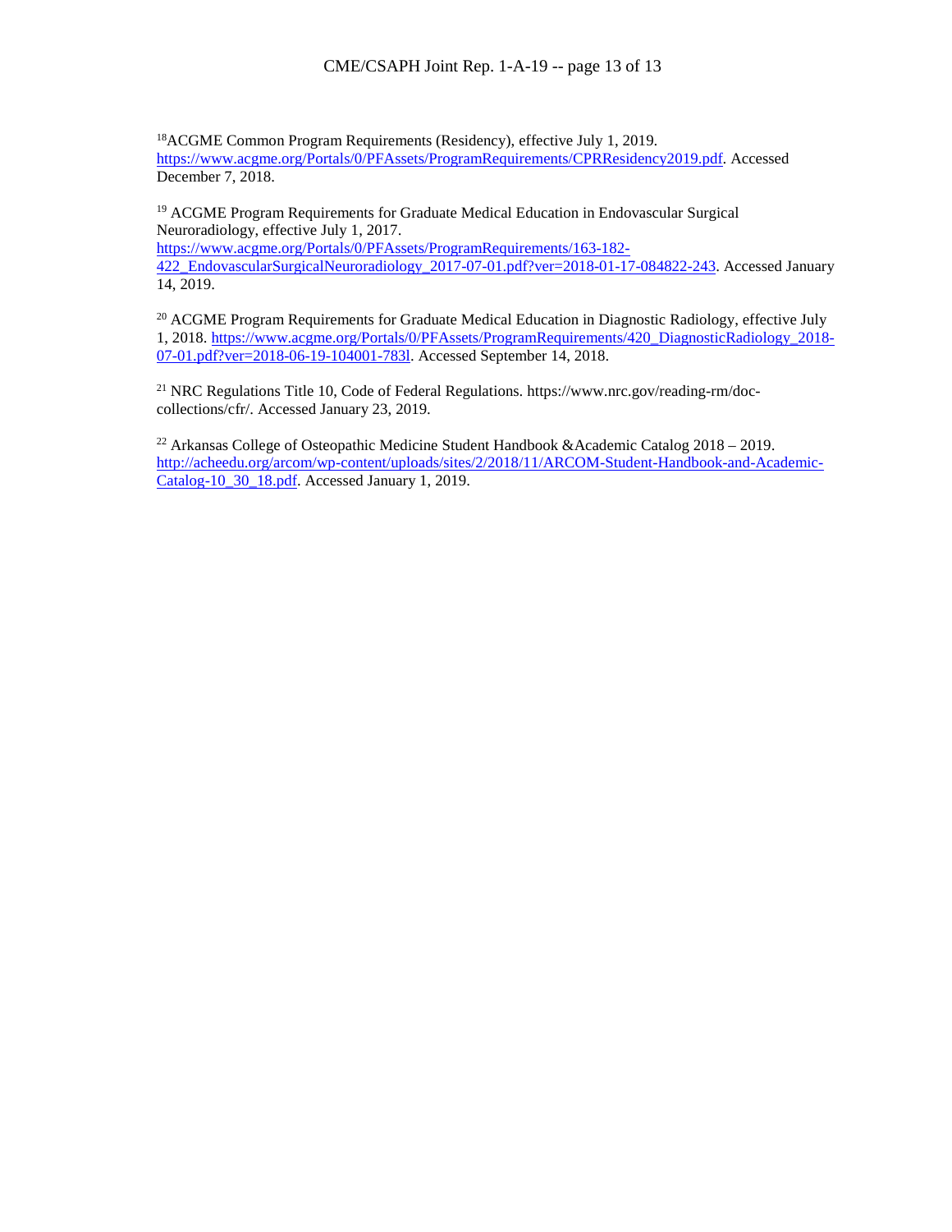[18]ACGME Common Program Requirements (Residency), effective July 1, 2019. https://www.acgme.org/Portals/0/PFAssets/ProgramRequirements/CPRResidency2019.pdf. Accessed December 7, 2018.

[19] ACGME Program Requirements for Graduate Medical Education in Endovascular Surgical Neuroradiology, effective July 1, 2017. https://www.acgme.org/Portals/0/PFAssets/ProgramRequirements/163-182-422_EndovascularSurgicalNeuroradiology_2017-07-01.pdf?ver=2018-01-17-084822-243. Accessed January 14, 2019.

[20] ACGME Program Requirements for Graduate Medical Education in Diagnostic Radiology, effective July 1, 2018. https://www.acgme.org/Portals/0/PFAssets/ProgramRequirements/420_DiagnosticRadiology_2018-07-01.pdf?ver=2018-06-19-104001-783l. Accessed September 14, 2018.

[21] NRC Regulations Title 10, Code of Federal Regulations. https://www.nrc.gov/reading-rm/doc-collections/cfr/. Accessed January 23, 2019.

[22] Arkansas College of Osteopathic Medicine Student Handbook &Academic Catalog 2018 – 2019. http://acheedu.org/arcom/wp-content/uploads/sites/2/2018/11/ARCOM-Student-Handbook-and-Academic-Catalog-10_30_18.pdf. Accessed January 1, 2019.